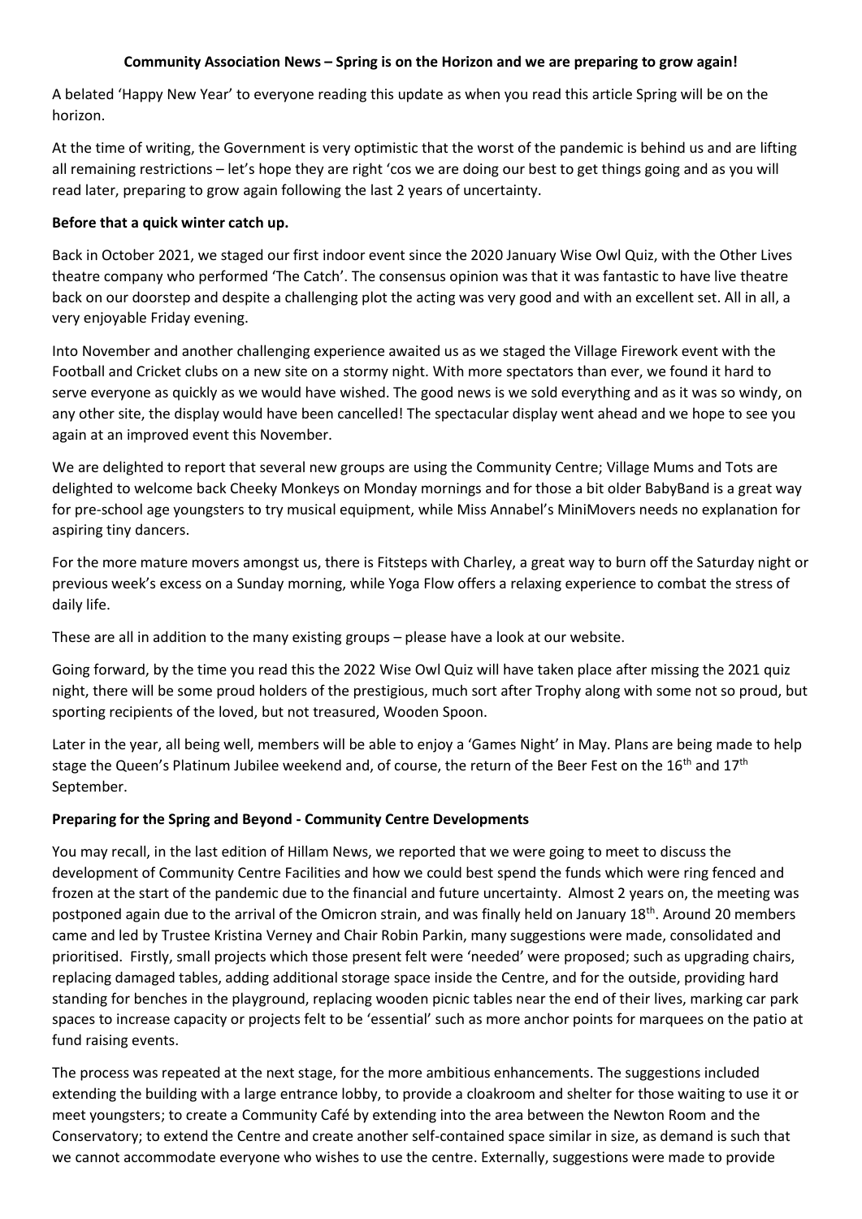**Community Association News – Spring is on the Horizon and we are preparing to grow again!**

A belated 'Happy New Year' to everyone reading this update as when you read this article Spring will be on the horizon.

At the time of writing, the Government is very optimistic that the worst of the pandemic is behind us and are lifting all remaining restrictions – let's hope they are right 'cos we are doing our best to get things going and as you will read later, preparing to grow again following the last 2 years of uncertainty.

**Before that a quick winter catch up.**

Back in October 2021, we staged our first indoor event since the 2020 January Wise Owl Quiz, with the Other Lives theatre company who performed 'The Catch'. The consensus opinion was that it was fantastic to have live theatre back on our doorstep and despite a challenging plot the acting was very good and with an excellent set. All in all, a very enjoyable Friday evening.

Into November and another challenging experience awaited us as we staged the Village Firework event with the Football and Cricket clubs on a new site on a stormy night. With more spectators than ever, we found it hard to serve everyone as quickly as we would have wished. The good news is we sold everything and as it was so windy, on any other site, the display would have been cancelled! The spectacular display went ahead and we hope to see you again at an improved event this November.

We are delighted to report that several new groups are using the Community Centre; Village Mums and Tots are delighted to welcome back Cheeky Monkeys on Monday mornings and for those a bit older BabyBand is a great way for pre-school age youngsters to try musical equipment, while Miss Annabel's MiniMovers needs no explanation for aspiring tiny dancers.

For the more mature movers amongst us, there is Fitsteps with Charley, a great way to burn off the Saturday night or previous week's excess on a Sunday morning, while Yoga Flow offers a relaxing experience to combat the stress of daily life.

These are all in addition to the many existing groups – please have a look at our website.

Going forward, by the time you read this the 2022 Wise Owl Quiz will have taken place after missing the 2021 quiz night, there will be some proud holders of the prestigious, much sort after Trophy along with some not so proud, but sporting recipients of the loved, but not treasured, Wooden Spoon.

Later in the year, all being well, members will be able to enjoy a 'Games Night' in May. Plans are being made to help stage the Queen's Platinum Jubilee weekend and, of course, the return of the Beer Fest on the 16th and 17th September.

**Preparing for the Spring and Beyond - Community Centre Developments**

You may recall, in the last edition of Hillam News, we reported that we were going to meet to discuss the development of Community Centre Facilities and how we could best spend the funds which were ring fenced and frozen at the start of the pandemic due to the financial and future uncertainty. Almost 2 years on, the meeting was postponed again due to the arrival of the Omicron strain, and was finally held on January 18th. Around 20 members came and led by Trustee Kristina Verney and Chair Robin Parkin, many suggestions were made, consolidated and prioritised. Firstly, small projects which those present felt were 'needed' were proposed; such as upgrading chairs, replacing damaged tables, adding additional storage space inside the Centre, and for the outside, providing hard standing for benches in the playground, replacing wooden picnic tables near the end of their lives, marking car park spaces to increase capacity or projects felt to be 'essential' such as more anchor points for marquees on the patio at fund raising events.

The process was repeated at the next stage, for the more ambitious enhancements. The suggestions included extending the building with a large entrance lobby, to provide a cloakroom and shelter for those waiting to use it or meet youngsters; to create a Community Café by extending into the area between the Newton Room and the Conservatory; to extend the Centre and create another self-contained space similar in size, as demand is such that we cannot accommodate everyone who wishes to use the centre. Externally, suggestions were made to provide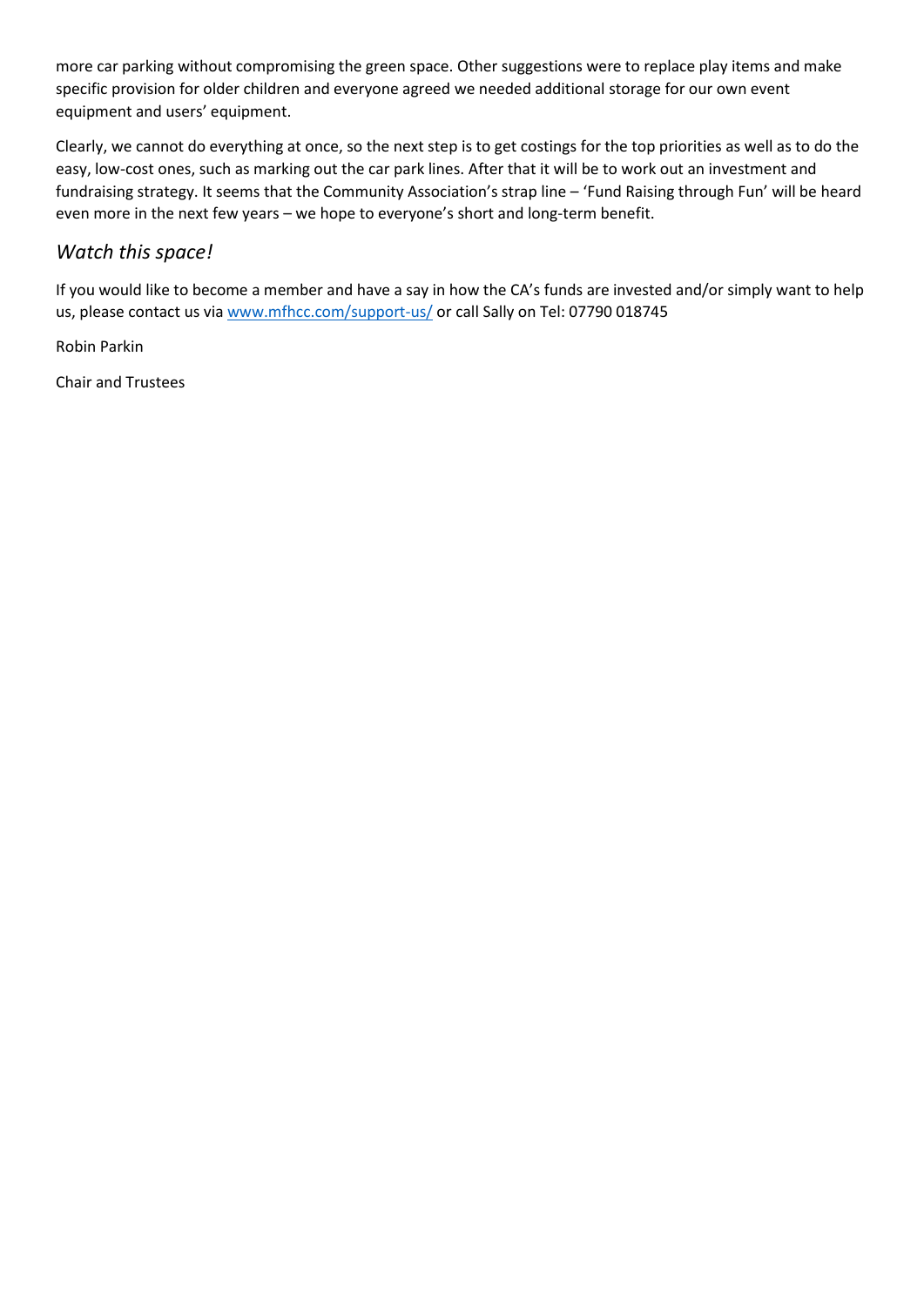more car parking without compromising the green space. Other suggestions were to replace play items and make specific provision for older children and everyone agreed we needed additional storage for our own event equipment and users' equipment.

Clearly, we cannot do everything at once, so the next step is to get costings for the top priorities as well as to do the easy, low-cost ones, such as marking out the car park lines. After that it will be to work out an investment and fundraising strategy. It seems that the Community Association's strap line – 'Fund Raising through Fun' will be heard even more in the next few years – we hope to everyone's short and long-term benefit.

## *Watch this space!*

If you would like to become a member and have a say in how the CA's funds are invested and/or simply want to help us, please contact us via [www.mfhcc.com/support-us/](http://www.mfhcc.com/support-us/) or call Sally on Tel: 07790 018745

Robin Parkin

Chair and Trustees